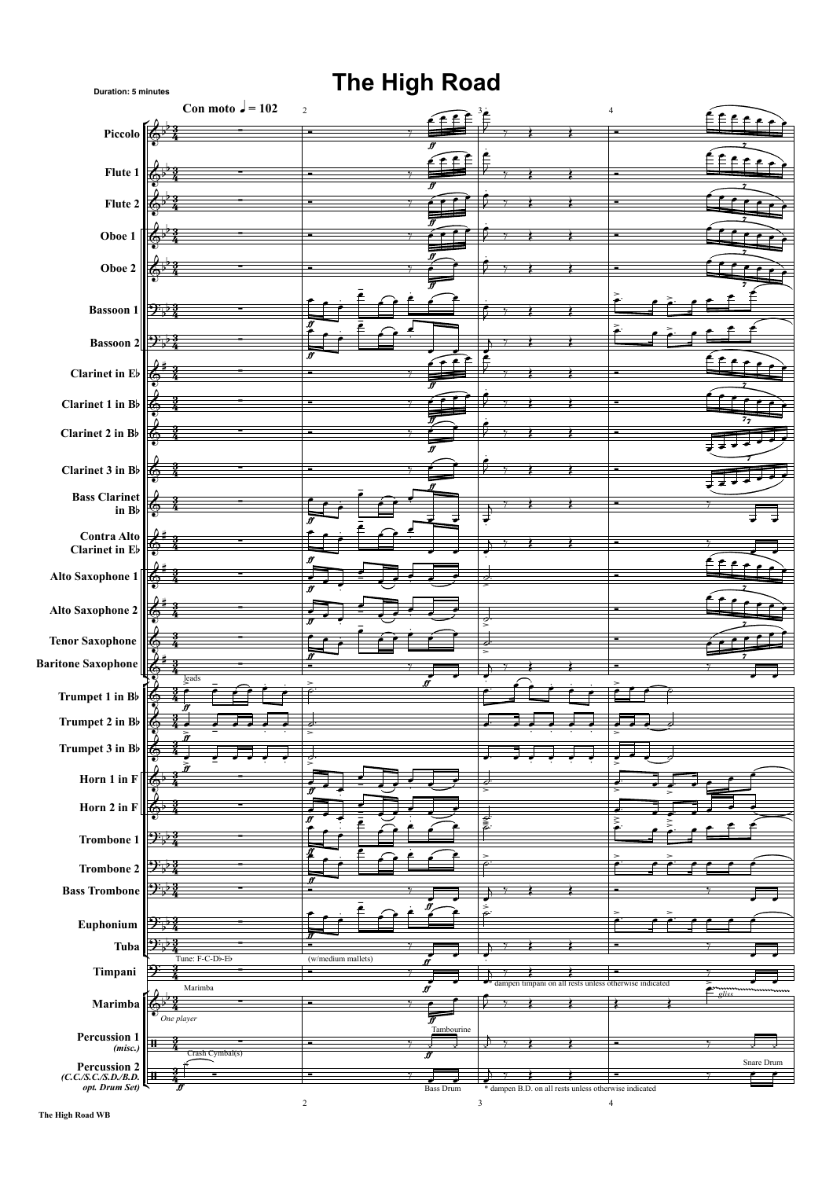# The High Road

Duration: 5 minutes

Con moto ♩= 102

Piccolo

Flute 1

Flute 2

Oboe 1

Oboe 2

Bassoon 1

Bassoon 2

Clarinet in E♭

Clarinet 1 in B♭

Clarinet 2 in B♭

Clarinet 3 in B♭

Bass Clarinet in B♭

Contra Alto Clarinet in E♭

Alto Saxophone 1

Alto Saxophone 2

Tenor Saxophone

Baritone Saxophone

Trumpet 1 in B♭ (leads)

Trumpet 2 in B♭

Trumpet 3 in B♭

Horn 1 in F

Horn 2 in F

Trombone 1

Trombone 2

Bass Trombone

Euphonium

Tuba

Timpani — Tune: F-C-D♭-E♭ — (w/medium mallets) — dampen timpani on all rests unless otherwise indicated — gliss.

Marimba — One player

Percussion 1 (misc.) — Tambourine

Percussion 2 (C.C./S.C./S.D./B.D. opt. Drum Set) — Crash Cymbal(s) — Bass Drum — * dampen B.D. on all rests unless otherwise indicated — Snare Drum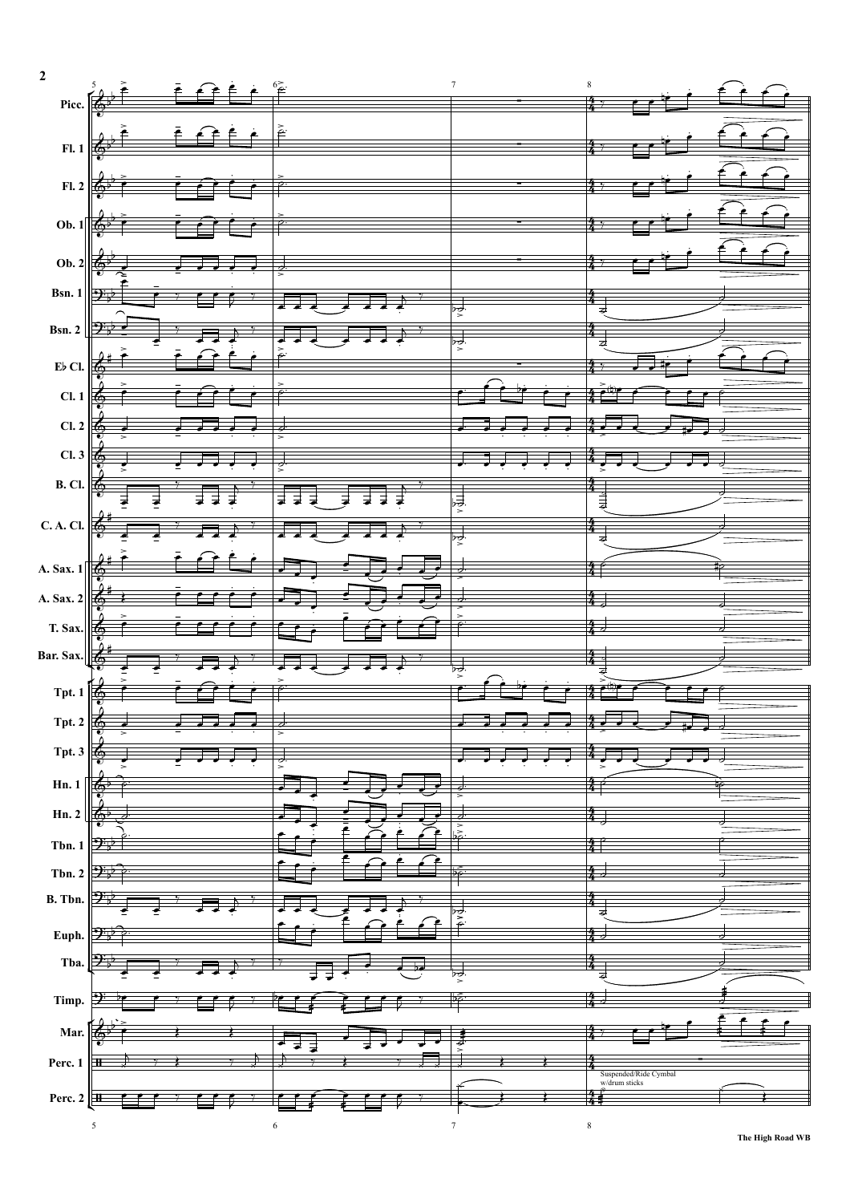Suspended/Ride Cymbal
w/drum sticks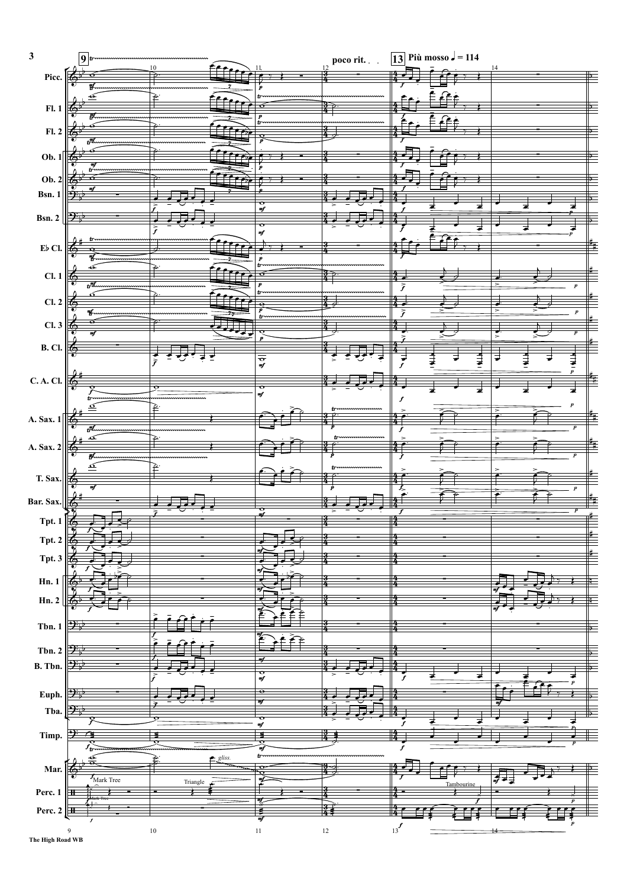**9**

poco rit.

**13** Più mosso ♩ = 114

Picc.
Fl. 1
Fl. 2
Ob. 1
Ob. 2
Bsn. 1
Bsn. 2
E♭ Cl.
Cl. 1
Cl. 2
Cl. 3
B. Cl.
C. A. Cl.
A. Sax. 1
A. Sax. 2
T. Sax.
Bar. Sax.
Tpt. 1
Tpt. 2
Tpt. 3
Hn. 1
Hn. 2
Tbn. 1
Tbn. 2
B. Tbn.
Euph.
Tba.
Timp.
Mar.
Perc. 1
Perc. 2

Mark Tree

Triangle

Tambourine

gliss.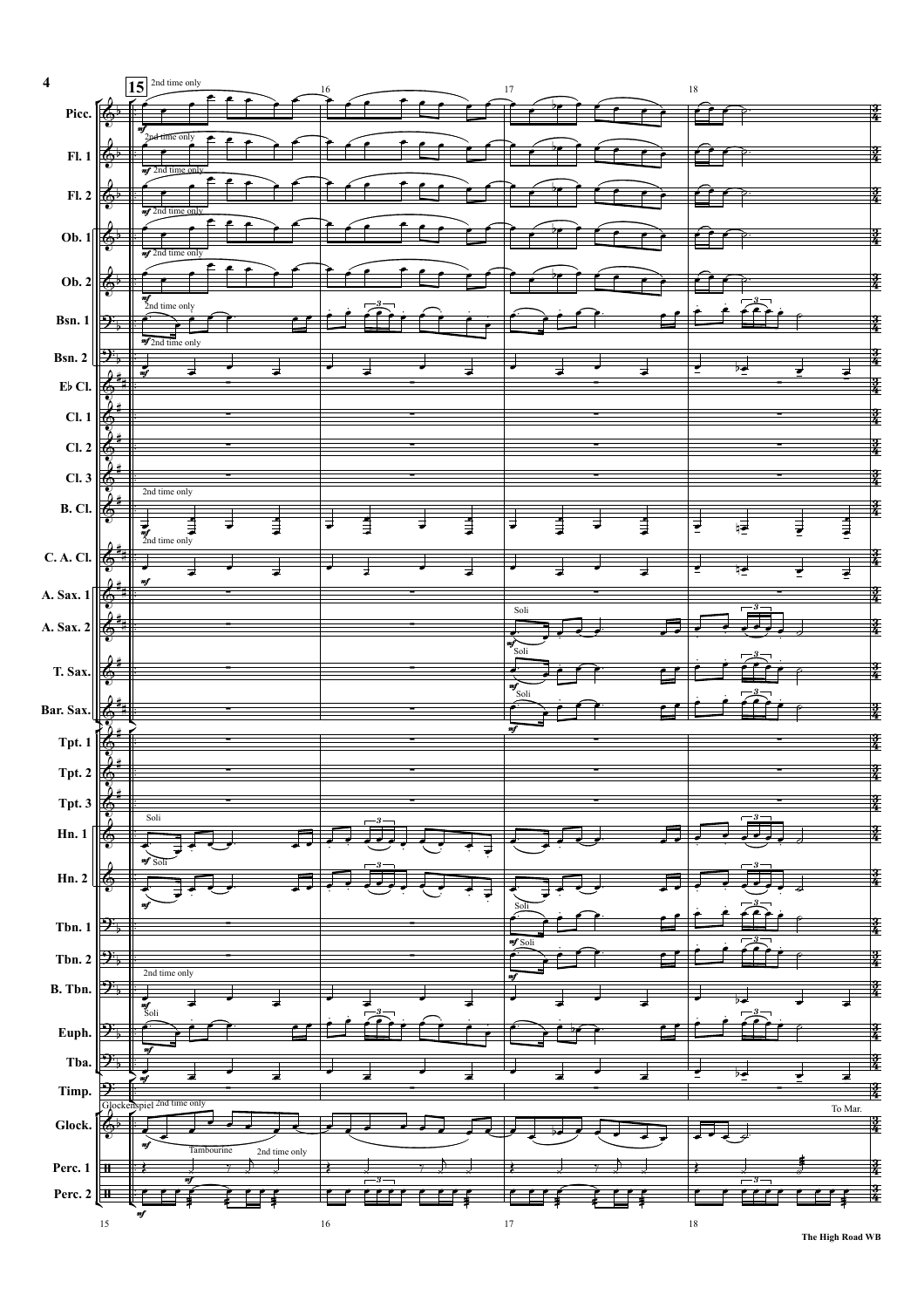**15**

2nd time only

Picc.
Fl. 1
Fl. 2
Ob. 1
Ob. 2
Bsn. 1
Bsn. 2
E♭ Cl.
Cl. 1
Cl. 2
Cl. 3
B. Cl.
C. A. Cl.
A. Sax. 1
A. Sax. 2
T. Sax.
Bar. Sax.
Tpt. 1
Tpt. 2
Tpt. 3
Hn. 1
Hn. 2
Tbn. 1
Tbn. 2
B. Tbn.
Euph.
Tba.
Timp.
Glock.
Perc. 1
Perc. 2

*mf* 2nd time only

Soli

Glockenspiel 2nd time only

Tambourine 2nd time only

To Mar.

15 16 17 18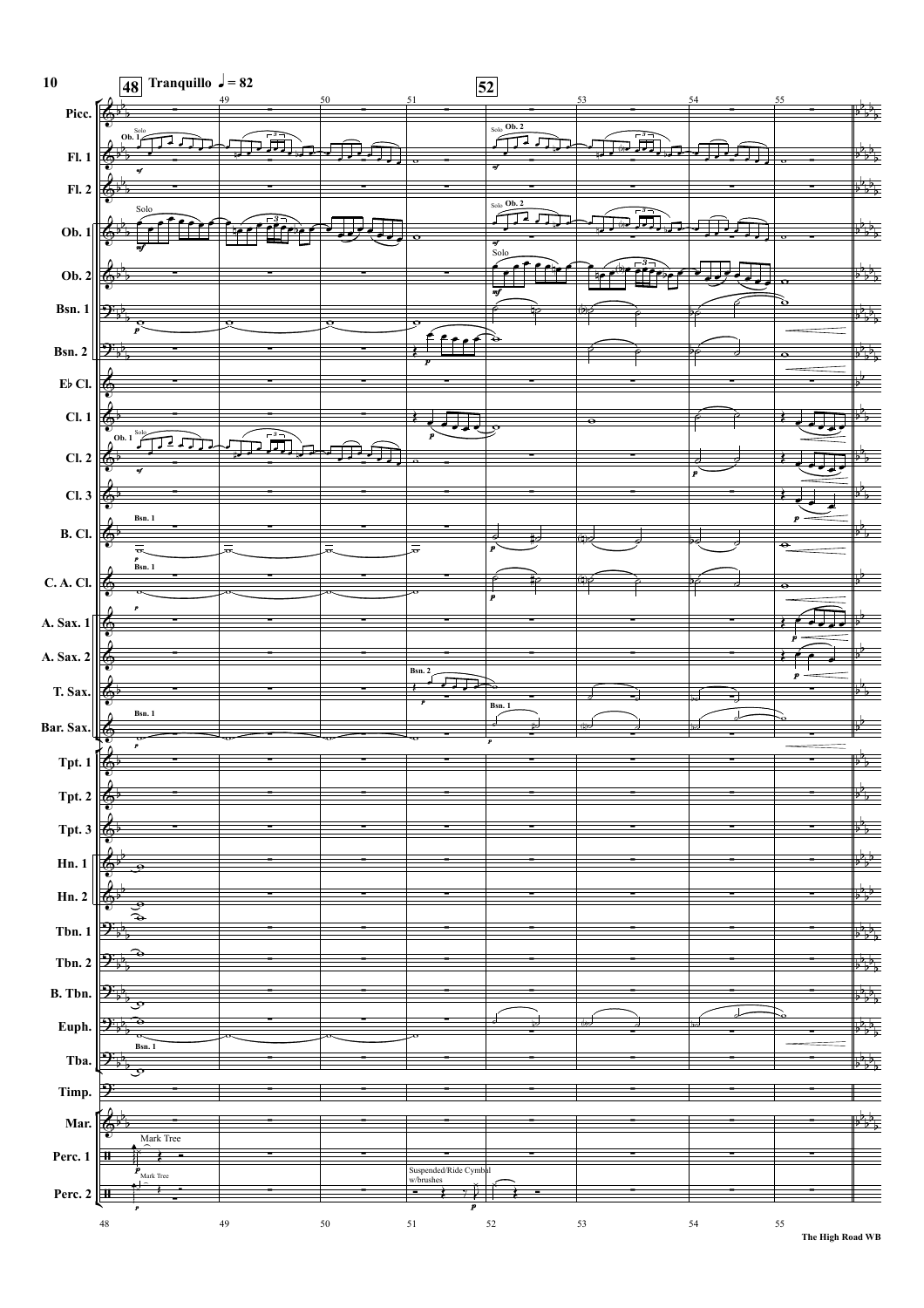48 **Tranquillo** ♩ = 82

52

Picc.

Fl. 1

Fl. 2

Ob. 1

Ob. 2

Bsn. 1

Bsn. 2

E♭ Cl.

Cl. 1

Cl. 2

Cl. 3

B. Cl.

C. A. Cl.

A. Sax. 1

A. Sax. 2

T. Sax.

Bar. Sax.

Tpt. 1

Tpt. 2

Tpt. 3

Hn. 1

Hn. 2

Tbn. 1

Tbn. 2

B. Tbn.

Euph.

Tba.

Timp.

Mar.

Perc. 1

Perc. 2

Solo Ob. 1

Solo Ob. 2

Solo

Bsn. 1

Bsn. 2

Mark Tree

Suspended/Ride Cymbal w/brushes

The High Road WB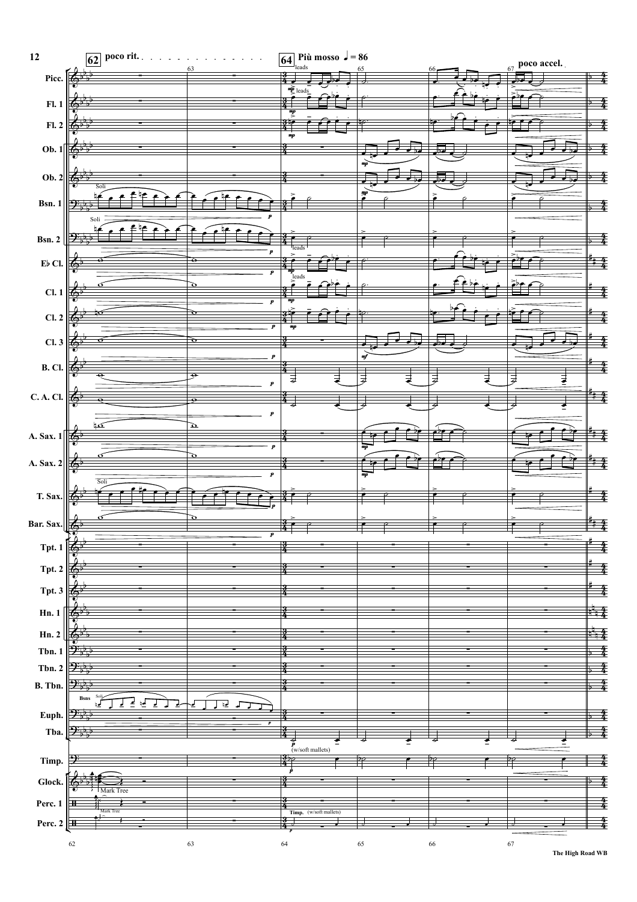**62** poco rit.

**64** Più mosso ♩ = 86

poco accel.

| Instrument |
| --- |
| Picc. |
| Fl. 1 |
| Fl. 2 |
| Ob. 1 |
| Ob. 2 |
| Bsn. 1 |
| Bsn. 2 |
| E♭ Cl. |
| Cl. 1 |
| Cl. 2 |
| Cl. 3 |
| B. Cl. |
| C. A. Cl. |
| A. Sax. 1 |
| A. Sax. 2 |
| T. Sax. |
| Bar. Sax. |
| Tpt. 1 |
| Tpt. 2 |
| Tpt. 3 |
| Hn. 1 |
| Hn. 2 |
| Tbn. 1 |
| Tbn. 2 |
| B. Tbn. |
| Euph. |
| Tba. |
| Timp. |
| Glock. |
| Perc. 1 |
| Perc. 2 |

leads

Soli

Bsns Soli

(w/soft mallets)

Mark Tree

Timp. (w/soft mallets)

The High Road WB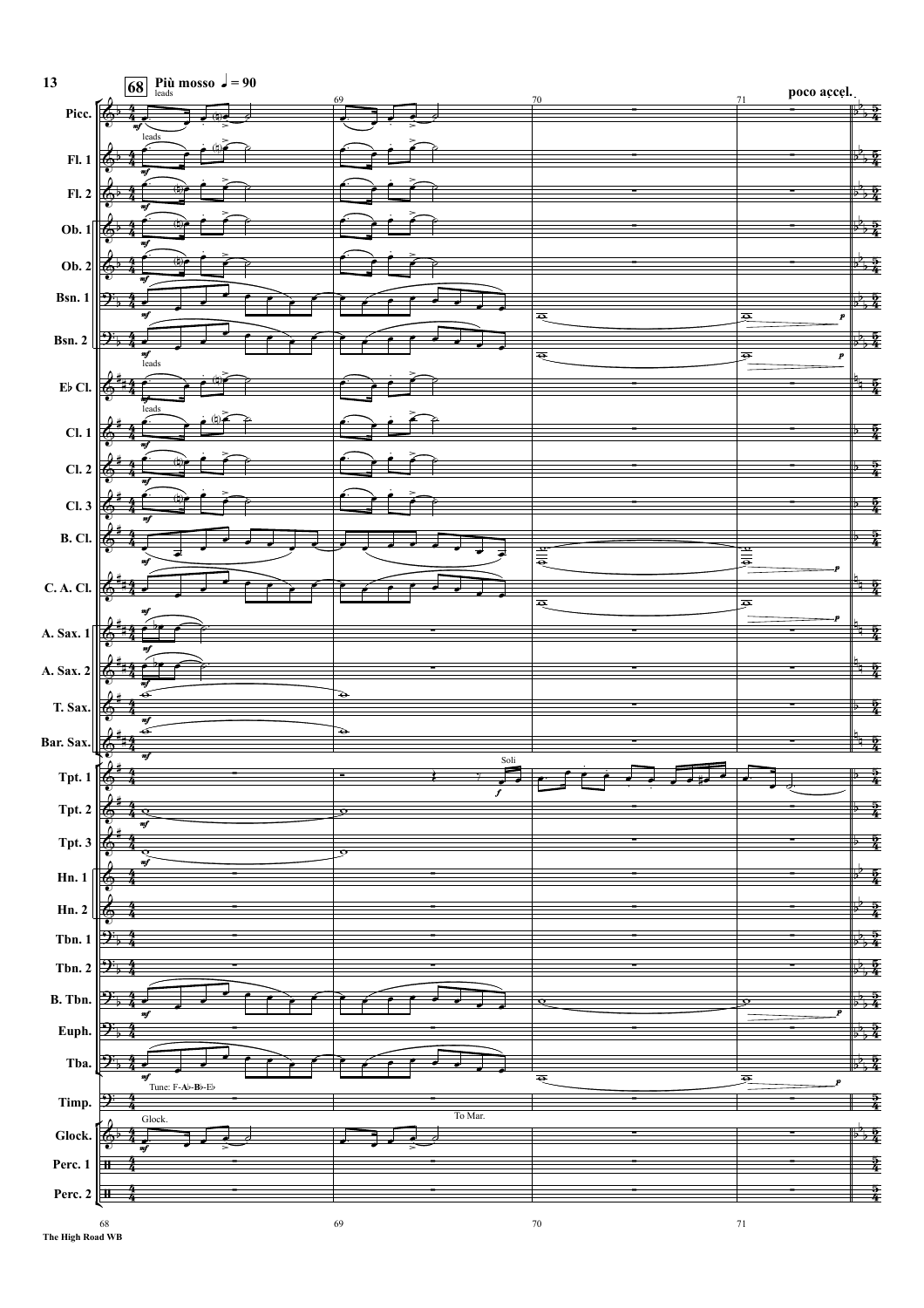68 Più mosso ♩ = 90

poco accel.

leads

Picc.

Fl. 1

Fl. 2

Ob. 1

Ob. 2

Bsn. 1

Bsn. 2

E♭ Cl.

Cl. 1

Cl. 2

Cl. 3

B. Cl.

C. A. Cl.

A. Sax. 1

A. Sax. 2

T. Sax.

Bar. Sax.

Soli

Tpt. 1

Tpt. 2

Tpt. 3

Hn. 1

Hn. 2

Tbn. 1

Tbn. 2

B. Tbn.

Euph.

Tba.

Tune: F-A♭-B♭-E♭

Timp.

Glock.

To Mar.

Glock.

Perc. 1

Perc. 2

The High Road WB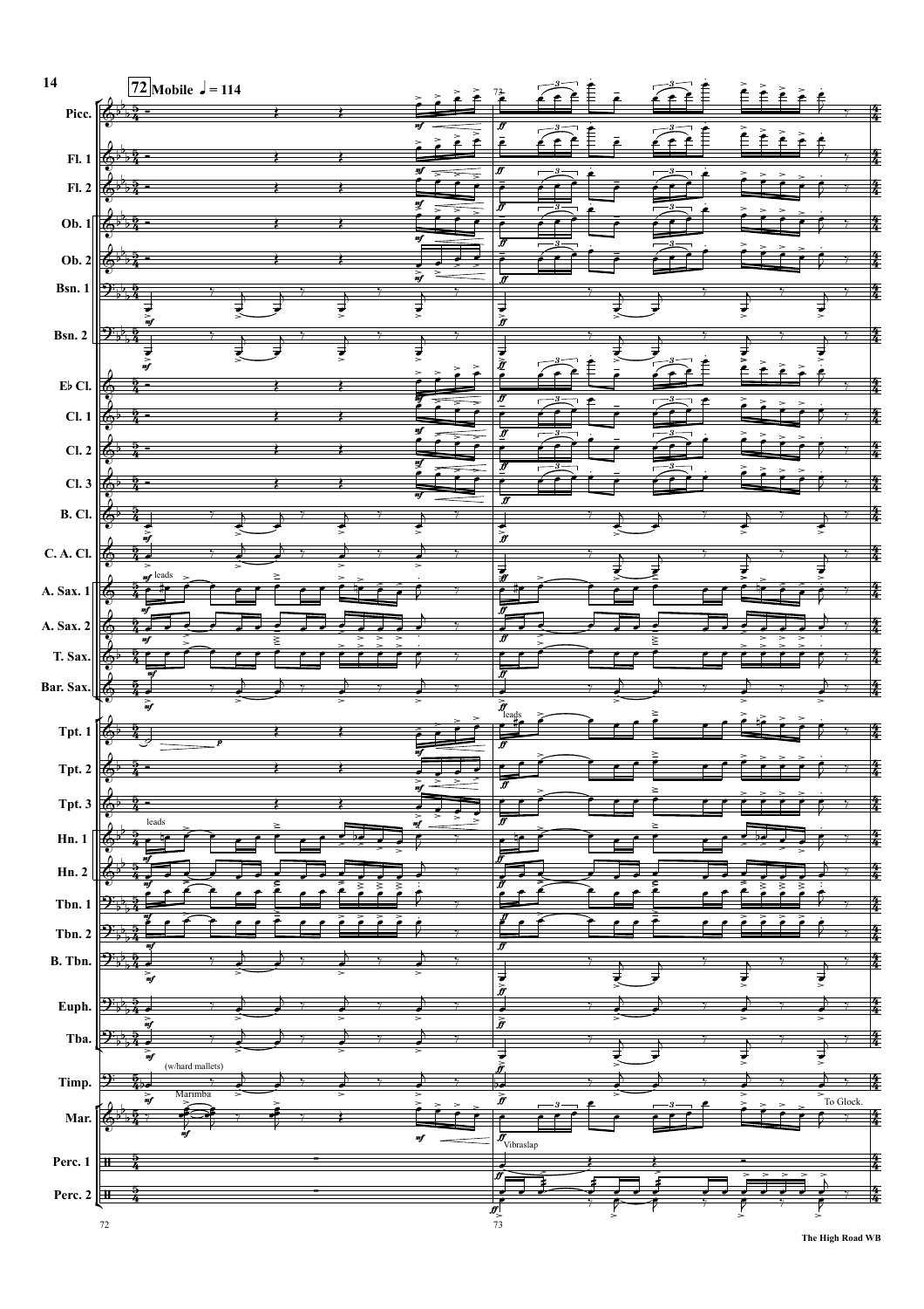**72** **Mobile** ♩ = 114

Picc.
Fl. 1
Fl. 2
Ob. 1
Ob. 2
Bsn. 1
Bsn. 2
E♭ Cl.
Cl. 1
Cl. 2
Cl. 3
B. Cl.
C. A. Cl.
A. Sax. 1 — leads
A. Sax. 2
T. Sax.
Bar. Sax.
Tpt. 1 — leads
Tpt. 2
Tpt. 3
Hn. 1 — leads
Hn. 2
Tbn. 1
Tbn. 2
B. Tbn.
Euph.
Tba.
Timp. — (w/hard mallets)
Mar. — Marimba; To Glock.
Perc. 1 — Vibraslap
Perc. 2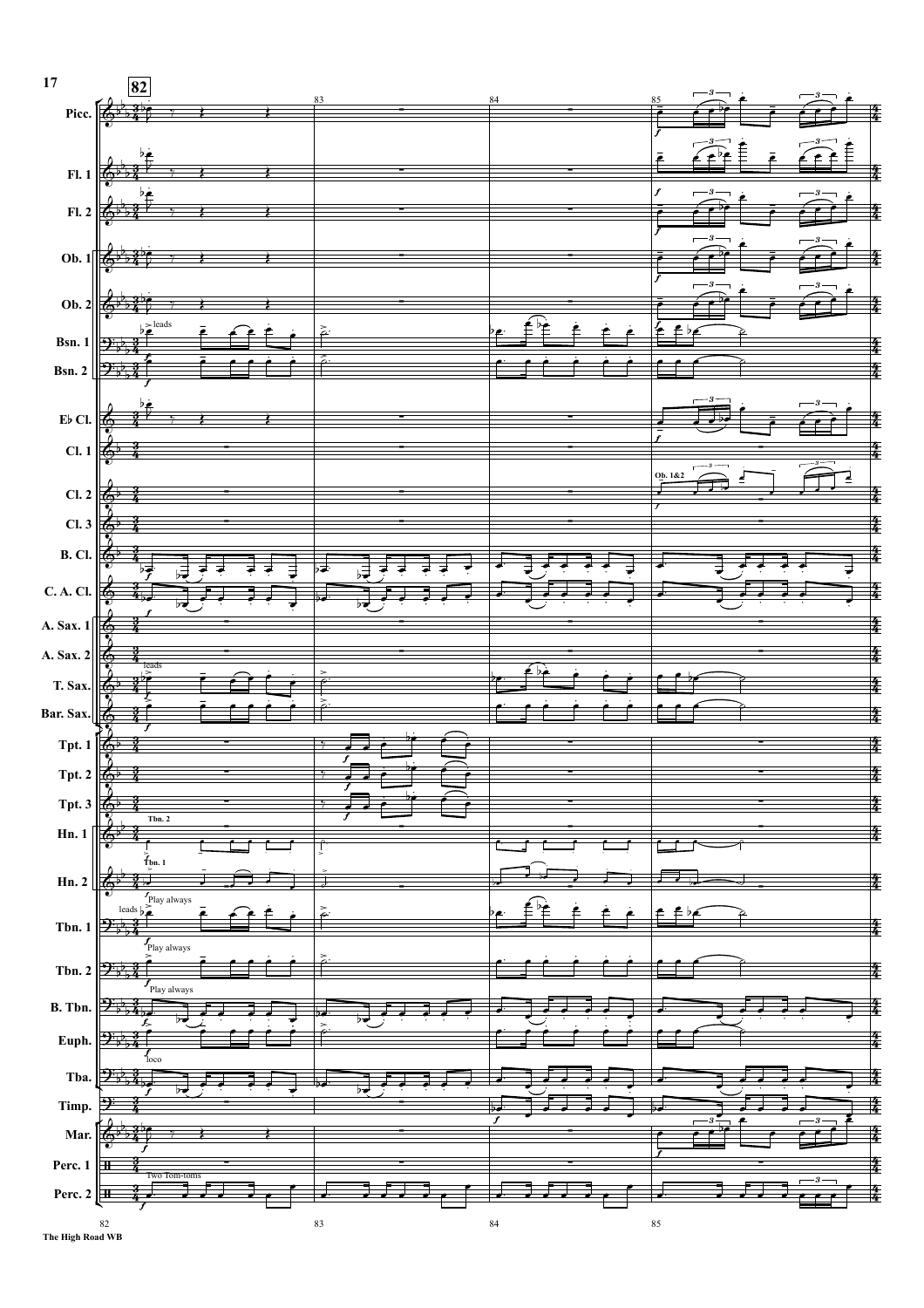82

Picc.
Fl. 1
Fl. 2
Ob. 1
Ob. 2
Bsn. 1 — leads
Bsn. 2
E♭ Cl.
Cl. 1
Cl. 2 — Ob. 1&2
Cl. 3
B. Cl.
C. A. Cl.
A. Sax. 1
A. Sax. 2
T. Sax. — leads
Bar. Sax.
Tpt. 1
Tpt. 2
Tpt. 3
Hn. 1 — Tbn. 2
Hn. 2 — Tbn. 1
Tbn. 1 — leads, Play always
Tbn. 2 — Play always
B. Tbn. — Play always
Euph.
Tba. — loco
Timp.
Mar.
Perc. 1
Perc. 2 — Two Tom-toms

82 83 84 85

The High Road WB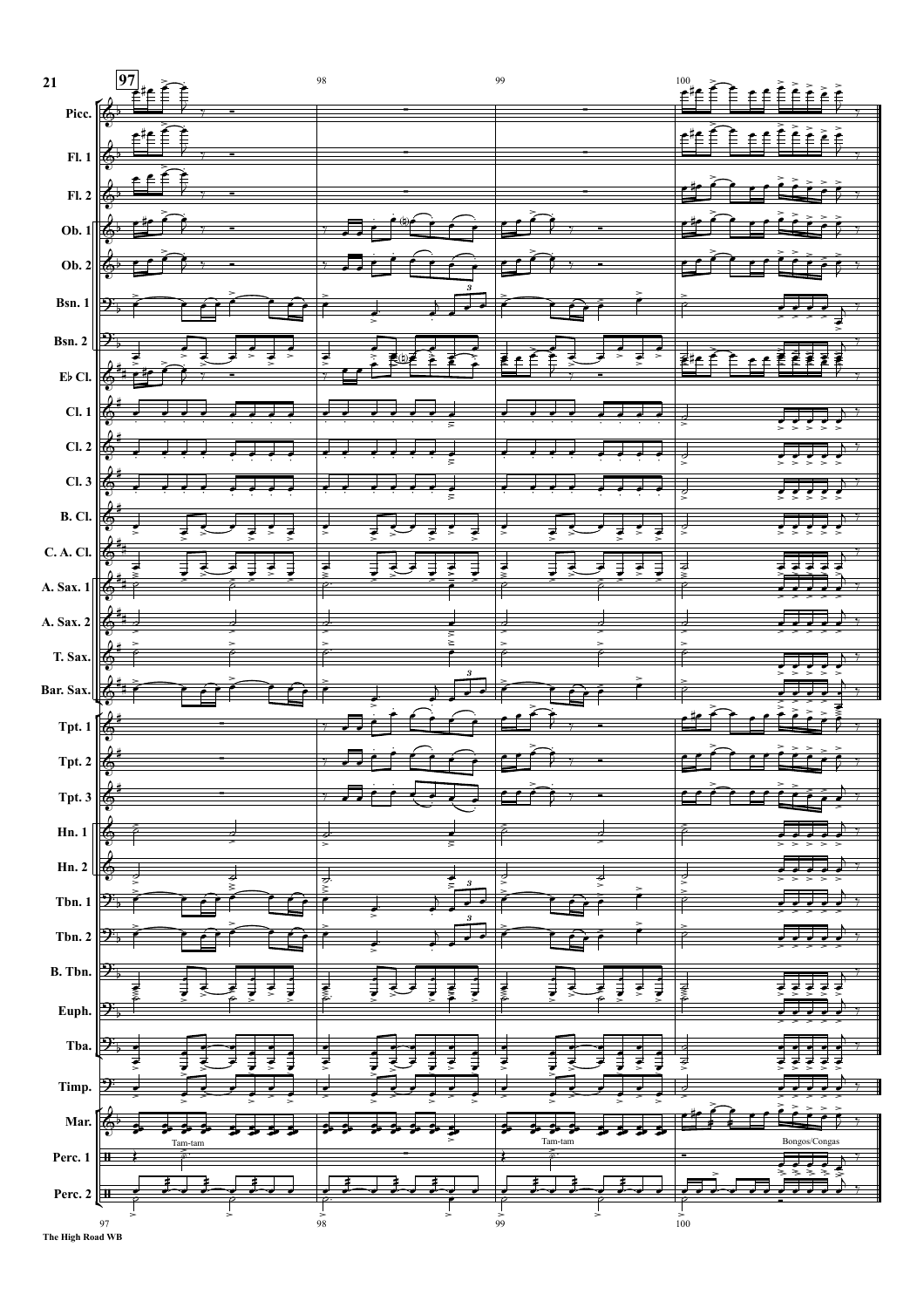Picc.

Fl. 1

Fl. 2

Ob. 1

Ob. 2

Bsn. 1

Bsn. 2

E♭ Cl.

Cl. 1

Cl. 2

Cl. 3

B. Cl.

C. A. Cl.

A. Sax. 1

A. Sax. 2

T. Sax.

Bar. Sax.

Tpt. 1

Tpt. 2

Tpt. 3

Hn. 1

Hn. 2

Tbn. 1

Tbn. 2

B. Tbn.

Euph.

Tba.

Timp.

Mar.

Perc. 1

Perc. 2

97 98 99 100

Tam-tam

Tam-tam

Bongos/Congas

The High Road WB